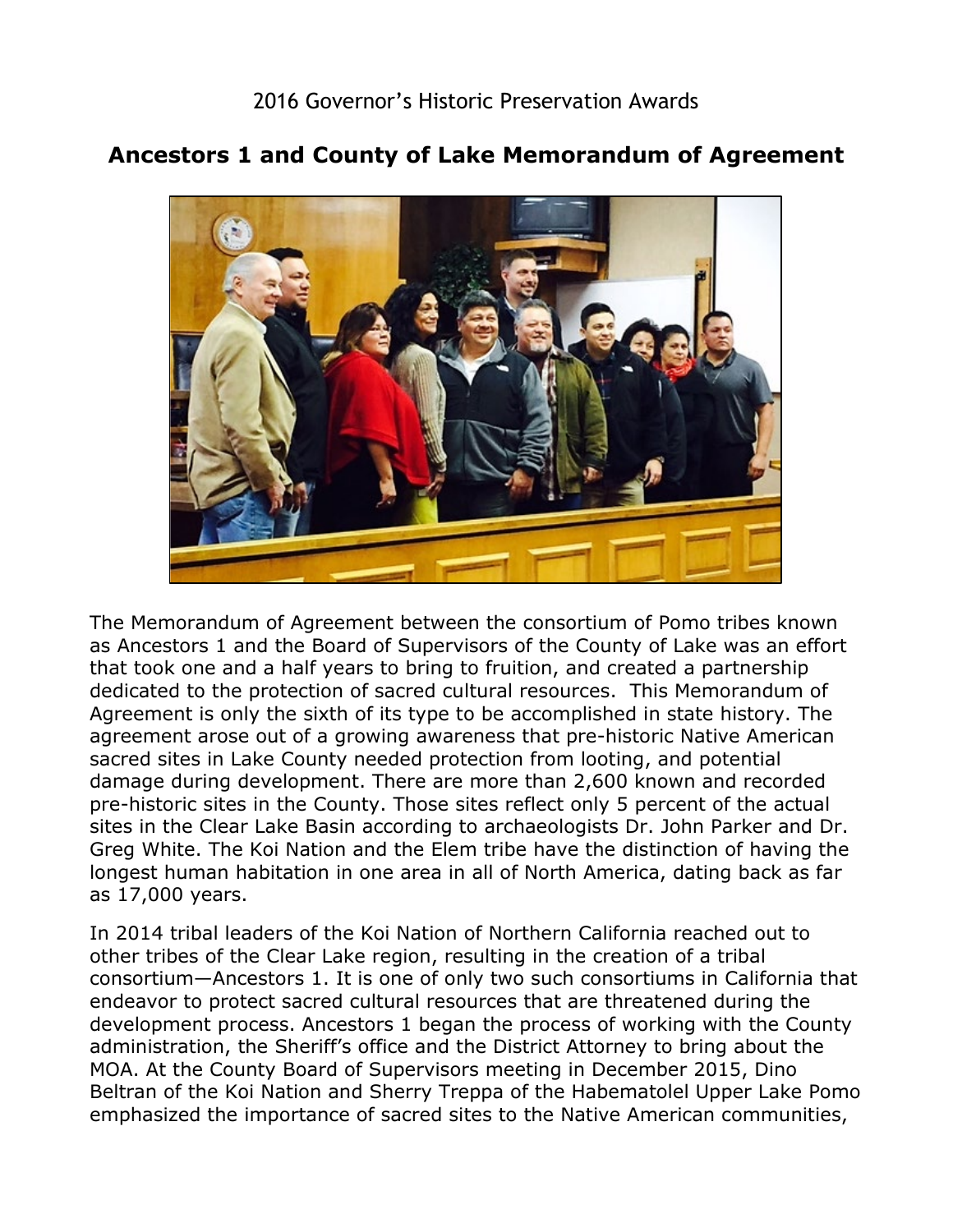2016 Governor's Historic Preservation Awards

## Ancestors 1 and County of Lake Memorandum of Agreement

The Memorandum of Agreement between the consortium of Pomo tribes known as Ancestors 1 and the Board of Supervisors of the County of Lake was an effort that took one and a half years to bring to fruition, and created a partnership dedicated to the protection of sacred cultural resources. This Memorandum of Agreement is only the sixth of its type to be accomplished in state history. The agreement arose out of a growing awareness that pre-historic Native American sacred sites in Lake County needed protection from looting, and potential damage during development. There are more than 2,600 known and recorded pre-historic sites in the County. Those sites reflect only 5 percent of the actual sites in the Clear Lake Basin according to archaeologists Dr. John Parker and Dr. Greg White. The Koi Nation and the Elem tribe have the distinction of having the longest human habitation in one area in all of North America, dating back as far as 17,000 years.

In 2014 tribal leaders of the Koi Nation of Northern California reached out to other tribes of the Clear Lake region, resulting in the creation of a tribal consortium—Ancestors 1. It is one of only two such consortiums in California that endeavor to protect sacred cultural resources that are threatened during the development process. Ancestors 1 began the process of working with the County administration, the Sheriff's office and the District Attorney to bring about the MOA. At the County Board of Supervisors meeting in December 2015, Dino Beltran of the Koi Nation and Sherry Treppa of the Habematolel Upper Lake Pomo emphasized the importance of sacred sites to the Native American communities,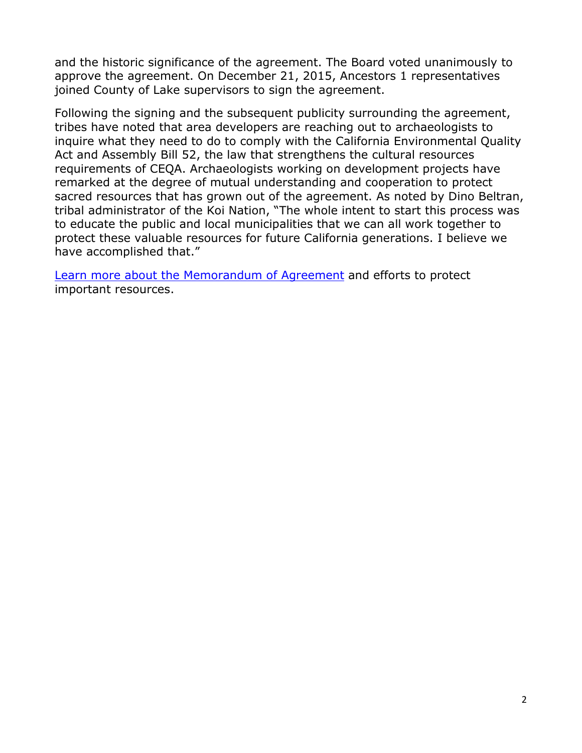and the historic significance of the agreement. The Board voted unanimously to approve the agreement. On December 21, 2015, Ancestors 1 representatives joined County of Lake supervisors to sign the agreement.

Following the signing and the subsequent publicity surrounding the agreement, tribes have noted that area developers are reaching out to archaeologists to inquire what they need to do to comply with the California Environmental Quality Act and Assembly Bill 52, the law that strengthens the cultural resources requirements of CEQA. Archaeologists working on development projects have remarked at the degree of mutual understanding and cooperation to protect sacred resources that has grown out of the agreement. As noted by Dino Beltran, tribal administrator of the Koi Nation, "The whole intent to start this process was to educate the public and local municipalities that we can all work together to protect these valuable resources for future California generations. I believe we have accomplished that."

Learn more about the Memorandum of Agreement and efforts to protect important resources.